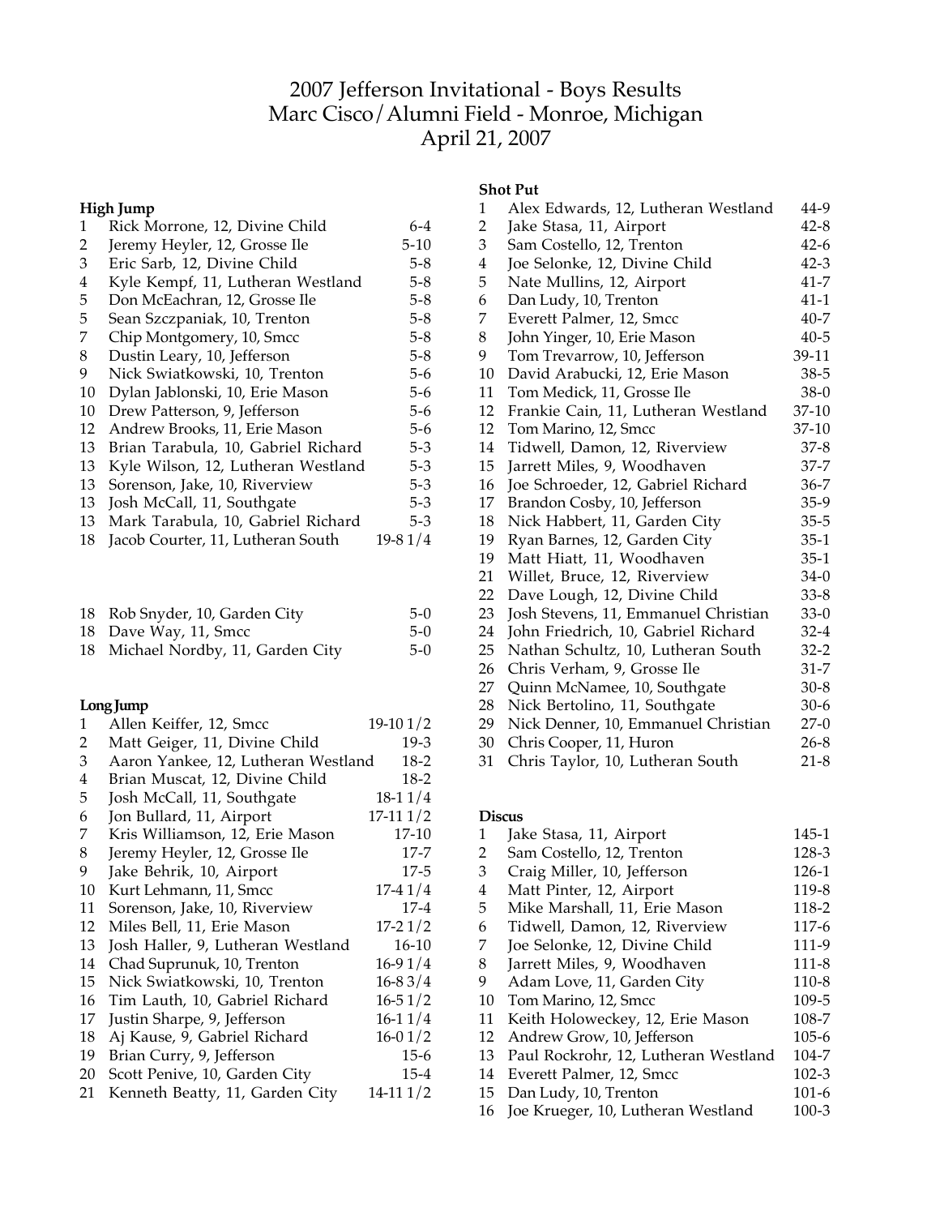# 2007 Jefferson Invitational - Boys Results
## Marc Cisco/Alumni Field - Monroe, Michigan
## April 21, 2007

### High Jump

| Place | Athlete | Mark |
|---|---|---|
| 1 | Rick Morrone, 12, Divine Child | 6-4 |
| 2 | Jeremy Heyler, 12, Grosse Ile | 5-10 |
| 3 | Eric Sarb, 12, Divine Child | 5-8 |
| 4 | Kyle Kempf, 11, Lutheran Westland | 5-8 |
| 5 | Don McEachran, 12, Grosse Ile | 5-8 |
| 5 | Sean Szczpaniak, 10, Trenton | 5-8 |
| 7 | Chip Montgomery, 10, Smcc | 5-8 |
| 8 | Dustin Leary, 10, Jefferson | 5-8 |
| 9 | Nick Swiatkowski, 10, Trenton | 5-6 |
| 10 | Dylan Jablonski, 10, Erie Mason | 5-6 |
| 10 | Drew Patterson, 9, Jefferson | 5-6 |
| 12 | Andrew Brooks, 11, Erie Mason | 5-6 |
| 13 | Brian Tarabula, 10, Gabriel Richard | 5-3 |
| 13 | Kyle Wilson, 12, Lutheran Westland | 5-3 |
| 13 | Sorenson, Jake, 10, Riverview | 5-3 |
| 13 | Josh McCall, 11, Southgate | 5-3 |
| 13 | Mark Tarabula, 10, Gabriel Richard | 5-3 |
| 18 | Jacob Courter, 11, Lutheran South | 19-8 1/4 |
| 18 | Rob Snyder, 10, Garden City | 5-0 |
| 18 | Dave Way, 11, Smcc | 5-0 |
| 18 | Michael Nordby, 11, Garden City | 5-0 |

### Long Jump

| Place | Athlete | Mark |
|---|---|---|
| 1 | Allen Keiffer, 12, Smcc | 19-10 1/2 |
| 2 | Matt Geiger, 11, Divine Child | 19-3 |
| 3 | Aaron Yankee, 12, Lutheran Westland | 18-2 |
| 4 | Brian Muscat, 12, Divine Child | 18-2 |
| 5 | Josh McCall, 11, Southgate | 18-1 1/4 |
| 6 | Jon Bullard, 11, Airport | 17-11 1/2 |
| 7 | Kris Williamson, 12, Erie Mason | 17-10 |
| 8 | Jeremy Heyler, 12, Grosse Ile | 17-7 |
| 9 | Jake Behrik, 10, Airport | 17-5 |
| 10 | Kurt Lehmann, 11, Smcc | 17-4 1/4 |
| 11 | Sorenson, Jake, 10, Riverview | 17-4 |
| 12 | Miles Bell, 11, Erie Mason | 17-2 1/2 |
| 13 | Josh Haller, 9, Lutheran Westland | 16-10 |
| 14 | Chad Suprunuk, 10, Trenton | 16-9 1/4 |
| 15 | Nick Swiatkowski, 10, Trenton | 16-8 3/4 |
| 16 | Tim Lauth, 10, Gabriel Richard | 16-5 1/2 |
| 17 | Justin Sharpe, 9, Jefferson | 16-1 1/4 |
| 18 | Aj Kause, 9, Gabriel Richard | 16-0 1/2 |
| 19 | Brian Curry, 9, Jefferson | 15-6 |
| 20 | Scott Penive, 10, Garden City | 15-4 |
| 21 | Kenneth Beatty, 11, Garden City | 14-11 1/2 |

### Shot Put

| Place | Athlete | Mark |
|---|---|---|
| 1 | Alex Edwards, 12, Lutheran Westland | 44-9 |
| 2 | Jake Stasa, 11, Airport | 42-8 |
| 3 | Sam Costello, 12, Trenton | 42-6 |
| 4 | Joe Selonke, 12, Divine Child | 42-3 |
| 5 | Nate Mullins, 12, Airport | 41-7 |
| 6 | Dan Ludy, 10, Trenton | 41-1 |
| 7 | Everett Palmer, 12, Smcc | 40-7 |
| 8 | John Yinger, 10, Erie Mason | 40-5 |
| 9 | Tom Trevarrow, 10, Jefferson | 39-11 |
| 10 | David Arabucki, 12, Erie Mason | 38-5 |
| 11 | Tom Medick, 11, Grosse Ile | 38-0 |
| 12 | Frankie Cain, 11, Lutheran Westland | 37-10 |
| 12 | Tom Marino, 12, Smcc | 37-10 |
| 14 | Tidwell, Damon, 12, Riverview | 37-8 |
| 15 | Jarrett Miles, 9, Woodhaven | 37-7 |
| 16 | Joe Schroeder, 12, Gabriel Richard | 36-7 |
| 17 | Brandon Cosby, 10, Jefferson | 35-9 |
| 18 | Nick Habbert, 11, Garden City | 35-5 |
| 19 | Ryan Barnes, 12, Garden City | 35-1 |
| 19 | Matt Hiatt, 11, Woodhaven | 35-1 |
| 21 | Willet, Bruce, 12, Riverview | 34-0 |
| 22 | Dave Lough, 12, Divine Child | 33-8 |
| 23 | Josh Stevens, 11, Emmanuel Christian | 33-0 |
| 24 | John Friedrich, 10, Gabriel Richard | 32-4 |
| 25 | Nathan Schultz, 10, Lutheran South | 32-2 |
| 26 | Chris Verham, 9, Grosse Ile | 31-7 |
| 27 | Quinn McNamee, 10, Southgate | 30-8 |
| 28 | Nick Bertolino, 11, Southgate | 30-6 |
| 29 | Nick Denner, 10, Emmanuel Christian | 27-0 |
| 30 | Chris Cooper, 11, Huron | 26-8 |
| 31 | Chris Taylor, 10, Lutheran South | 21-8 |

### Discus

| Place | Athlete | Mark |
|---|---|---|
| 1 | Jake Stasa, 11, Airport | 145-1 |
| 2 | Sam Costello, 12, Trenton | 128-3 |
| 3 | Craig Miller, 10, Jefferson | 126-1 |
| 4 | Matt Pinter, 12, Airport | 119-8 |
| 5 | Mike Marshall, 11, Erie Mason | 118-2 |
| 6 | Tidwell, Damon, 12, Riverview | 117-6 |
| 7 | Joe Selonke, 12, Divine Child | 111-9 |
| 8 | Jarrett Miles, 9, Woodhaven | 111-8 |
| 9 | Adam Love, 11, Garden City | 110-8 |
| 10 | Tom Marino, 12, Smcc | 109-5 |
| 11 | Keith Holoweckey, 12, Erie Mason | 108-7 |
| 12 | Andrew Grow, 10, Jefferson | 105-6 |
| 13 | Paul Rockrohr, 12, Lutheran Westland | 104-7 |
| 14 | Everett Palmer, 12, Smcc | 102-3 |
| 15 | Dan Ludy, 10, Trenton | 101-6 |
| 16 | Joe Krueger, 10, Lutheran Westland | 100-3 |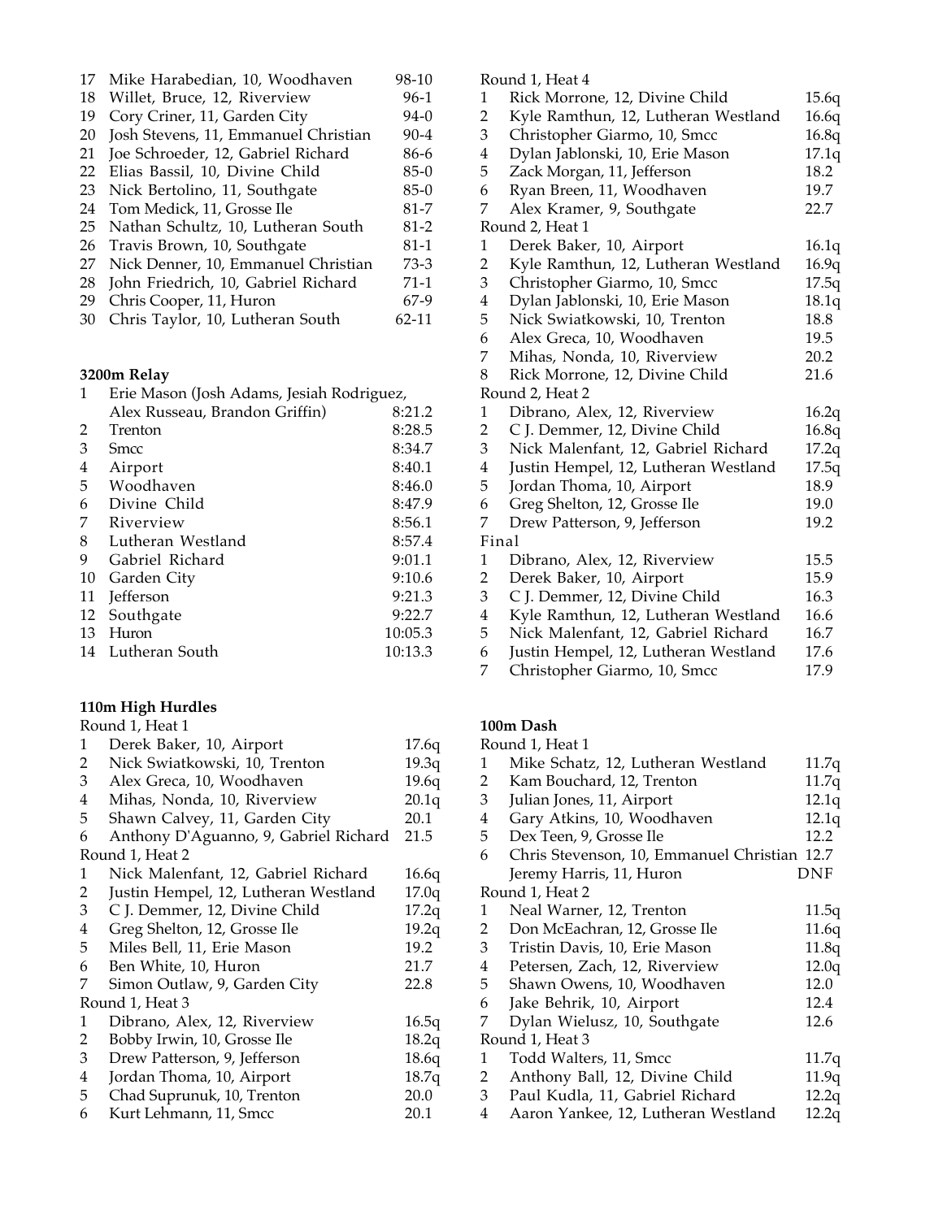| | | |
|---|---|---|
| 17 | Mike Harabedian, 10, Woodhaven | 98-10 |
| 18 | Willet, Bruce, 12, Riverview | 96-1 |
| 19 | Cory Criner, 11, Garden City | 94-0 |
| 20 | Josh Stevens, 11, Emmanuel Christian | 90-4 |
| 21 | Joe Schroeder, 12, Gabriel Richard | 86-6 |
| 22 | Elias Bassil, 10, Divine Child | 85-0 |
| 23 | Nick Bertolino, 11, Southgate | 85-0 |
| 24 | Tom Medick, 11, Grosse Ile | 81-7 |
| 25 | Nathan Schultz, 10, Lutheran South | 81-2 |
| 26 | Travis Brown, 10, Southgate | 81-1 |
| 27 | Nick Denner, 10, Emmanuel Christian | 73-3 |
| 28 | John Friedrich, 10, Gabriel Richard | 71-1 |
| 29 | Chris Cooper, 11, Huron | 67-9 |
| 30 | Chris Taylor, 10, Lutheran South | 62-11 |

**3200m Relay**

| | | |
|---|---|---|
| 1 | Erie Mason (Josh Adams, Jesiah Rodriguez, Alex Russeau, Brandon Griffin) | 8:21.2 |
| 2 | Trenton | 8:28.5 |
| 3 | Smcc | 8:34.7 |
| 4 | Airport | 8:40.1 |
| 5 | Woodhaven | 8:46.0 |
| 6 | Divine Child | 8:47.9 |
| 7 | Riverview | 8:56.1 |
| 8 | Lutheran Westland | 8:57.4 |
| 9 | Gabriel Richard | 9:01.1 |
| 10 | Garden City | 9:10.6 |
| 11 | Jefferson | 9:21.3 |
| 12 | Southgate | 9:22.7 |
| 13 | Huron | 10:05.3 |
| 14 | Lutheran South | 10:13.3 |

**110m High Hurdles**

Round 1, Heat 1

| | | |
|---|---|---|
| 1 | Derek Baker, 10, Airport | 17.6q |
| 2 | Nick Swiatkowski, 10, Trenton | 19.3q |
| 3 | Alex Greca, 10, Woodhaven | 19.6q |
| 4 | Mihas, Nonda, 10, Riverview | 20.1q |
| 5 | Shawn Calvey, 11, Garden City | 20.1 |
| 6 | Anthony D'Aguanno, 9, Gabriel Richard | 21.5 |

Round 1, Heat 2

| | | |
|---|---|---|
| 1 | Nick Malenfant, 12, Gabriel Richard | 16.6q |
| 2 | Justin Hempel, 12, Lutheran Westland | 17.0q |
| 3 | C J. Demmer, 12, Divine Child | 17.2q |
| 4 | Greg Shelton, 12, Grosse Ile | 19.2q |
| 5 | Miles Bell, 11, Erie Mason | 19.2 |
| 6 | Ben White, 10, Huron | 21.7 |
| 7 | Simon Outlaw, 9, Garden City | 22.8 |

Round 1, Heat 3

| | | |
|---|---|---|
| 1 | Dibrano, Alex, 12, Riverview | 16.5q |
| 2 | Bobby Irwin, 10, Grosse Ile | 18.2q |
| 3 | Drew Patterson, 9, Jefferson | 18.6q |
| 4 | Jordan Thoma, 10, Airport | 18.7q |
| 5 | Chad Suprunuk, 10, Trenton | 20.0 |
| 6 | Kurt Lehmann, 11, Smcc | 20.1 |

Round 1, Heat 4

| | | |
|---|---|---|
| 1 | Rick Morrone, 12, Divine Child | 15.6q |
| 2 | Kyle Ramthun, 12, Lutheran Westland | 16.6q |
| 3 | Christopher Giarmo, 10, Smcc | 16.8q |
| 4 | Dylan Jablonski, 10, Erie Mason | 17.1q |
| 5 | Zack Morgan, 11, Jefferson | 18.2 |
| 6 | Ryan Breen, 11, Woodhaven | 19.7 |
| 7 | Alex Kramer, 9, Southgate | 22.7 |

Round 2, Heat 1

| | | |
|---|---|---|
| 1 | Derek Baker, 10, Airport | 16.1q |
| 2 | Kyle Ramthun, 12, Lutheran Westland | 16.9q |
| 3 | Christopher Giarmo, 10, Smcc | 17.5q |
| 4 | Dylan Jablonski, 10, Erie Mason | 18.1q |
| 5 | Nick Swiatkowski, 10, Trenton | 18.8 |
| 6 | Alex Greca, 10, Woodhaven | 19.5 |
| 7 | Mihas, Nonda, 10, Riverview | 20.2 |
| 8 | Rick Morrone, 12, Divine Child | 21.6 |

Round 2, Heat 2

| | | |
|---|---|---|
| 1 | Dibrano, Alex, 12, Riverview | 16.2q |
| 2 | C J. Demmer, 12, Divine Child | 16.8q |
| 3 | Nick Malenfant, 12, Gabriel Richard | 17.2q |
| 4 | Justin Hempel, 12, Lutheran Westland | 17.5q |
| 5 | Jordan Thoma, 10, Airport | 18.9 |
| 6 | Greg Shelton, 12, Grosse Ile | 19.0 |
| 7 | Drew Patterson, 9, Jefferson | 19.2 |

Final

| | | |
|---|---|---|
| 1 | Dibrano, Alex, 12, Riverview | 15.5 |
| 2 | Derek Baker, 10, Airport | 15.9 |
| 3 | C J. Demmer, 12, Divine Child | 16.3 |
| 4 | Kyle Ramthun, 12, Lutheran Westland | 16.6 |
| 5 | Nick Malenfant, 12, Gabriel Richard | 16.7 |
| 6 | Justin Hempel, 12, Lutheran Westland | 17.6 |
| 7 | Christopher Giarmo, 10, Smcc | 17.9 |

**100m Dash**

Round 1, Heat 1

| | | |
|---|---|---|
| 1 | Mike Schatz, 12, Lutheran Westland | 11.7q |
| 2 | Kam Bouchard, 12, Trenton | 11.7q |
| 3 | Julian Jones, 11, Airport | 12.1q |
| 4 | Gary Atkins, 10, Woodhaven | 12.1q |
| 5 | Dex Teen, 9, Grosse Ile | 12.2 |
| 6 | Chris Stevenson, 10, Emmanuel Christian | 12.7 |
| | Jeremy Harris, 11, Huron | DNF |

Round 1, Heat 2

| | | |
|---|---|---|
| 1 | Neal Warner, 12, Trenton | 11.5q |
| 2 | Don McEachran, 12, Grosse Ile | 11.6q |
| 3 | Tristin Davis, 10, Erie Mason | 11.8q |
| 4 | Petersen, Zach, 12, Riverview | 12.0q |
| 5 | Shawn Owens, 10, Woodhaven | 12.0 |
| 6 | Jake Behrik, 10, Airport | 12.4 |
| 7 | Dylan Wielusz, 10, Southgate | 12.6 |

Round 1, Heat 3

| | | |
|---|---|---|
| 1 | Todd Walters, 11, Smcc | 11.7q |
| 2 | Anthony Ball, 12, Divine Child | 11.9q |
| 3 | Paul Kudla, 11, Gabriel Richard | 12.2q |
| 4 | Aaron Yankee, 12, Lutheran Westland | 12.2q |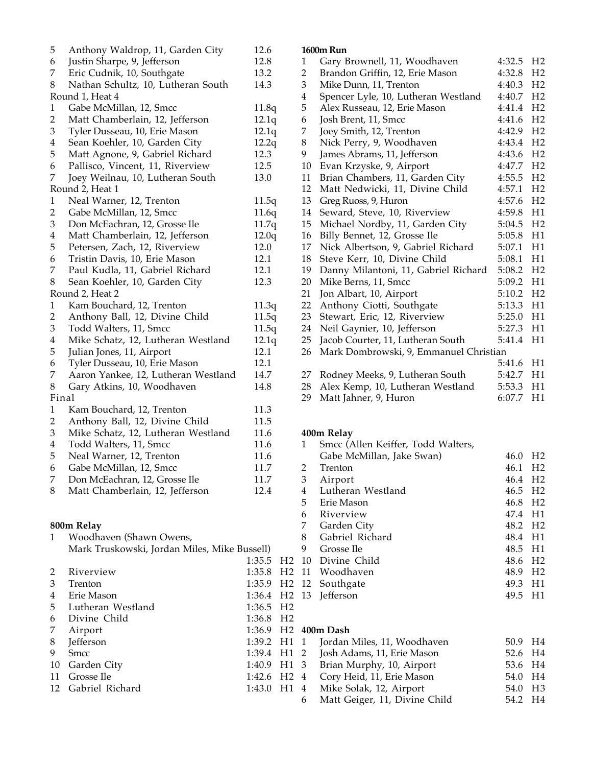5 Anthony Waldrop, 11, Garden City 12.6
6 Justin Sharpe, 9, Jefferson 12.8
7 Eric Cudnik, 10, Southgate 13.2
8 Nathan Schultz, 10, Lutheran South 14.3

Round 1, Heat 4

1 Gabe McMillan, 12, Smcc 11.8q
2 Matt Chamberlain, 12, Jefferson 12.1q
3 Tyler Dusseau, 10, Erie Mason 12.1q
4 Sean Koehler, 10, Garden City 12.2q
5 Matt Agnone, 9, Gabriel Richard 12.3
6 Pallisco, Vincent, 11, Riverview 12.5
7 Joey Weilnau, 10, Lutheran South 13.0

Round 2, Heat 1

1 Neal Warner, 12, Trenton 11.5q
2 Gabe McMillan, 12, Smcc 11.6q
3 Don McEachran, 12, Grosse Ile 11.7q
4 Matt Chamberlain, 12, Jefferson 12.0q
5 Petersen, Zach, 12, Riverview 12.0
6 Tristin Davis, 10, Erie Mason 12.1
7 Paul Kudla, 11, Gabriel Richard 12.1
8 Sean Koehler, 10, Garden City 12.3

Round 2, Heat 2

1 Kam Bouchard, 12, Trenton 11.3q
2 Anthony Ball, 12, Divine Child 11.5q
3 Todd Walters, 11, Smcc 11.5q
4 Mike Schatz, 12, Lutheran Westland 12.1q
5 Julian Jones, 11, Airport 12.1
6 Tyler Dusseau, 10, Erie Mason 12.1
7 Aaron Yankee, 12, Lutheran Westland 14.7
8 Gary Atkins, 10, Woodhaven 14.8

Final

1 Kam Bouchard, 12, Trenton 11.3
2 Anthony Ball, 12, Divine Child 11.5
3 Mike Schatz, 12, Lutheran Westland 11.6
4 Todd Walters, 11, Smcc 11.6
5 Neal Warner, 12, Trenton 11.6
6 Gabe McMillan, 12, Smcc 11.7
7 Don McEachran, 12, Grosse Ile 11.7
8 Matt Chamberlain, 12, Jefferson 12.4

**800m Relay**

1 Woodhaven (Shawn Owens, Mark Truskowski, Jordan Miles, Mike Bussell) 1:35.5 H2
2 Riverview 1:35.8 H2
3 Trenton 1:35.9 H2
4 Erie Mason 1:36.4 H2
5 Lutheran Westland 1:36.5 H2
6 Divine Child 1:36.8 H2
7 Airport 1:36.9 H2
8 Jefferson 1:39.2 H1
9 Smcc 1:39.4 H1
10 Garden City 1:40.9 H1
11 Grosse Ile 1:42.6 H2
12 Gabriel Richard 1:43.0 H1

**1600m Run**

1 Gary Brownell, 11, Woodhaven 4:32.5 H2
2 Brandon Griffin, 12, Erie Mason 4:32.8 H2
3 Mike Dunn, 11, Trenton 4:40.3 H2
4 Spencer Lyle, 10, Lutheran Westland 4:40.7 H2
5 Alex Russeau, 12, Erie Mason 4:41.4 H2
6 Josh Brent, 11, Smcc 4:41.6 H2
7 Joey Smith, 12, Trenton 4:42.9 H2
8 Nick Perry, 9, Woodhaven 4:43.4 H2
9 James Abrams, 11, Jefferson 4:43.6 H2
10 Evan Krzyske, 9, Airport 4:47.7 H2
11 Brian Chambers, 11, Garden City 4:55.5 H2
12 Matt Nedwicki, 11, Divine Child 4:57.1 H2
13 Greg Ruoss, 9, Huron 4:57.6 H2
14 Seward, Steve, 10, Riverview 4:59.8 H1
15 Michael Nordby, 11, Garden City 5:04.5 H2
16 Billy Bennet, 12, Grosse Ile 5:05.8 H1
17 Nick Albertson, 9, Gabriel Richard 5:07.1 H1
18 Steve Kerr, 10, Divine Child 5:08.1 H1
19 Danny Milantoni, 11, Gabriel Richard 5:08.2 H2
20 Mike Berns, 11, Smcc 5:09.2 H1
21 Jon Albart, 10, Airport 5:10.2 H2
22 Anthony Ciotti, Southgate 5:13.3 H1
23 Stewart, Eric, 12, Riverview 5:25.0 H1
24 Neil Gaynier, 10, Jefferson 5:27.3 H1
25 Jacob Courter, 11, Lutheran South 5:41.4 H1
26 Mark Dombrowski, 9, Emmanuel Christian 5:41.6 H1
27 Rodney Meeks, 9, Lutheran South 5:42.7 H1
28 Alex Kemp, 10, Lutheran Westland 5:53.3 H1
29 Matt Jahner, 9, Huron 6:07.7 H1

**400m Relay**

1 Smcc (Allen Keiffer, Todd Walters, Gabe McMillan, Jake Swan) 46.0 H2
2 Trenton 46.1 H2
3 Airport 46.4 H2
4 Lutheran Westland 46.5 H2
5 Erie Mason 46.8 H2
6 Riverview 47.4 H1
7 Garden City 48.2 H2
8 Gabriel Richard 48.4 H1
9 Grosse Ile 48.5 H1
10 Divine Child 48.6 H2
11 Woodhaven 48.9 H2
12 Southgate 49.3 H1
13 Jefferson 49.5 H1

**400m Dash**

1 Jordan Miles, 11, Woodhaven 50.9 H4
2 Josh Adams, 11, Erie Mason 52.6 H4
3 Brian Murphy, 10, Airport 53.6 H4
4 Cory Heid, 11, Erie Mason 54.0 H4
4 Mike Solak, 12, Airport 54.0 H3
6 Matt Geiger, 11, Divine Child 54.2 H4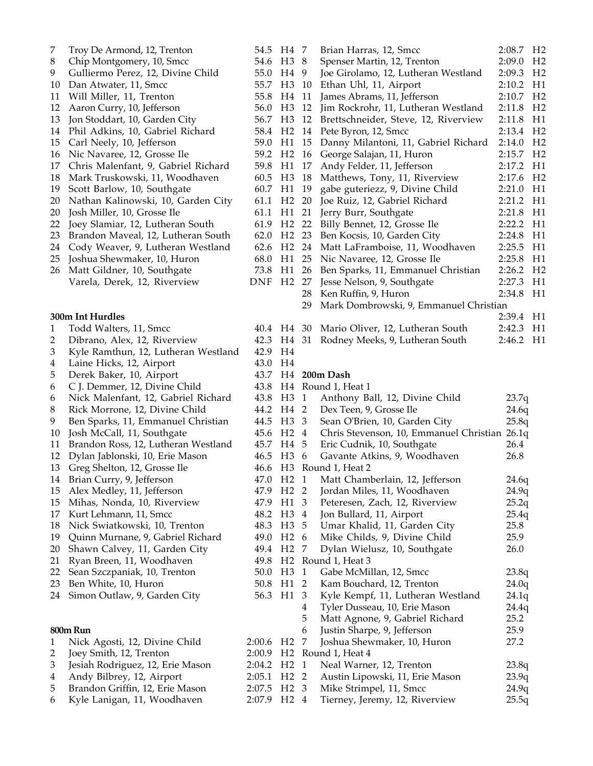| Place | Name | Time | Heat |
|---|---|---|---|
| 7 | Troy De Armond, 12, Trenton | 54.5 | H4 |
| 8 | Chip Montgomery, 10, Smcc | 54.6 | H3 |
| 9 | Gulliermo Perez, 12, Divine Child | 55.0 | H4 |
| 10 | Dan Atwater, 11, Smcc | 55.7 | H3 |
| 11 | Will Miller, 11, Trenton | 55.8 | H4 |
| 12 | Aaron Curry, 10, Jefferson | 56.0 | H3 |
| 13 | Jon Stoddart, 10, Garden City | 56.7 | H3 |
| 14 | Phil Adkins, 10, Gabriel Richard | 58.4 | H2 |
| 15 | Carl Neely, 10, Jefferson | 59.0 | H1 |
| 16 | Nic Navaree, 12, Grosse Ile | 59.2 | H2 |
| 17 | Chris Malenfant, 9, Gabriel Richard | 59.8 | H1 |
| 18 | Mark Truskowski, 11, Woodhaven | 60.5 | H3 |
| 19 | Scott Barlow, 10, Southgate | 60.7 | H1 |
| 20 | Nathan Kalinowski, 10, Garden City | 61.1 | H2 |
| 20 | Josh Miller, 10, Grosse Ile | 61.1 | H1 |
| 22 | Joey Slamiar, 12, Lutheran South | 61.9 | H2 |
| 23 | Brandon Maveal, 12, Lutheran South | 62.0 | H2 |
| 24 | Cody Weaver, 9, Lutheran Westland | 62.6 | H2 |
| 25 | Joshua Shewmaker, 10, Huron | 68.0 | H1 |
| 26 | Matt Gildner, 10, Southgate | 73.8 | H1 |
| | Varela, Derek, 12, Riverview | DNF | H2 |

**300m Int Hurdles**

| Place | Name | Time | Heat |
|---|---|---|---|
| 1 | Todd Walters, 11, Smcc | 40.4 | H4 |
| 2 | Dibrano, Alex, 12, Riverview | 42.3 | H4 |
| 3 | Kyle Ramthun, 12, Lutheran Westland | 42.9 | H4 |
| 4 | Laine Hicks, 12, Airport | 43.0 | H4 |
| 5 | Derek Baker, 10, Airport | 43.7 | H4 |
| 6 | C J. Demmer, 12, Divine Child | 43.8 | H4 |
| 6 | Nick Malenfant, 12, Gabriel Richard | 43.8 | H3 |
| 8 | Rick Morrone, 12, Divine Child | 44.2 | H4 |
| 9 | Ben Sparks, 11, Emmanuel Christian | 44.5 | H3 |
| 10 | Josh McCall, 11, Southgate | 45.6 | H2 |
| 11 | Brandon Ross, 12, Lutheran Westland | 45.7 | H4 |
| 12 | Dylan Jablonski, 10, Erie Mason | 46.5 | H3 |
| 13 | Greg Shelton, 12, Grosse Ile | 46.6 | H3 |
| 14 | Brian Curry, 9, Jefferson | 47.0 | H2 |
| 15 | Alex Medley, 11, Jefferson | 47.9 | H2 |
| 15 | Mihas, Nonda, 10, Riverview | 47.9 | H1 |
| 17 | Kurt Lehmann, 11, Smcc | 48.2 | H3 |
| 18 | Nick Swiatkowski, 10, Trenton | 48.3 | H3 |
| 19 | Quinn Murnane, 9, Gabriel Richard | 49.0 | H2 |
| 20 | Shawn Calvey, 11, Garden City | 49.4 | H2 |
| 21 | Ryan Breen, 11, Woodhaven | 49.8 | H2 |
| 22 | Sean Szczpaniak, 10, Trenton | 50.0 | H3 |
| 23 | Ben White, 10, Huron | 50.8 | H1 |
| 24 | Simon Outlaw, 9, Garden City | 56.3 | H1 |

**800m Run**

| Place | Name | Time | Heat |
|---|---|---|---|
| 1 | Nick Agosti, 12, Divine Child | 2:00.6 | H2 |
| 2 | Joey Smith, 12, Trenton | 2:00.9 | H2 |
| 3 | Jesiah Rodriguez, 12, Erie Mason | 2:04.2 | H2 |
| 4 | Andy Bilbrey, 12, Airport | 2:05.1 | H2 |
| 5 | Brandon Griffin, 12, Erie Mason | 2:07.5 | H2 |
| 6 | Kyle Lanigan, 11, Woodhaven | 2:07.9 | H2 |
| 7 | Brian Harras, 12, Smcc | 2:08.7 | H2 |
| 8 | Spenser Martin, 12, Trenton | 2:09.0 | H2 |
| 9 | Joe Girolamo, 12, Lutheran Westland | 2:09.3 | H2 |
| 10 | Ethan Uhl, 11, Airport | 2:10.2 | H1 |
| 11 | James Abrams, 11, Jefferson | 2:10.7 | H2 |
| 12 | Jim Rockrohr, 11, Lutheran Westland | 2:11.8 | H2 |
| 12 | Brettschneider, Steve, 12, Riverview | 2:11.8 | H1 |
| 14 | Pete Byron, 12, Smcc | 2:13.4 | H2 |
| 15 | Danny Milantoni, 11, Gabriel Richard | 2:14.0 | H2 |
| 16 | George Salajan, 11, Huron | 2:15.7 | H2 |
| 17 | Andy Felder, 11, Jefferson | 2:17.2 | H1 |
| 18 | Matthews, Tony, 11, Riverview | 2:17.6 | H2 |
| 19 | gabe guteriezz, 9, Divine Child | 2:21.0 | H1 |
| 20 | Joe Ruiz, 12, Gabriel Richard | 2:21.2 | H1 |
| 21 | Jerry Burr, Southgate | 2:21.8 | H1 |
| 22 | Billy Bennet, 12, Grosse Ile | 2:22.2 | H1 |
| 23 | Ben Kocsis, 10, Garden City | 2:24.8 | H1 |
| 24 | Matt LaFramboise, 11, Woodhaven | 2:25.5 | H1 |
| 25 | Nic Navaree, 12, Grosse Ile | 2:25.8 | H1 |
| 26 | Ben Sparks, 11, Emmanuel Christian | 2:26.2 | H2 |
| 27 | Jesse Nelson, 9, Southgate | 2:27.3 | H1 |
| 28 | Ken Ruffin, 9, Huron | 2:34.8 | H1 |
| 29 | Mark Dombrowski, 9, Emmanuel Christian | 2:39.4 | H1 |
| 30 | Mario Oliver, 12, Lutheran South | 2:42.3 | H1 |
| 31 | Rodney Meeks, 9, Lutheran South | 2:46.2 | H1 |

**200m Dash**

Round 1, Heat 1

| Place | Name | Time |
|---|---|---|
| 1 | Anthony Ball, 12, Divine Child | 23.7q |
| 2 | Dex Teen, 9, Grosse Ile | 24.6q |
| 3 | Sean O'Brien, 10, Garden City | 25.8q |
| 4 | Chris Stevenson, 10, Emmanuel Christian | 26.1q |
| 5 | Eric Cudnik, 10, Southgate | 26.4 |
| 6 | Gavante Atkins, 9, Woodhaven | 26.8 |

Round 1, Heat 2

| Place | Name | Time |
|---|---|---|
| 1 | Matt Chamberlain, 12, Jefferson | 24.6q |
| 2 | Jordan Miles, 11, Woodhaven | 24.9q |
| 3 | Peteresen, Zach, 12, Riverview | 25.2q |
| 4 | Jon Bullard, 11, Airport | 25.4q |
| 5 | Umar Khalid, 11, Garden City | 25.8 |
| 6 | Mike Childs, 9, Divine Child | 25.9 |
| 7 | Dylan Wielusz, 10, Southgate | 26.0 |

Round 1, Heat 3

| Place | Name | Time |
|---|---|---|
| 1 | Gabe McMillan, 12, Smcc | 23.8q |
| 2 | Kam Bouchard, 12, Trenton | 24.0q |
| 3 | Kyle Kempf, 11, Lutheran Westland | 24.1q |
| 4 | Tyler Dusseau, 10, Erie Mason | 24.4q |
| 5 | Matt Agnone, 9, Gabriel Richard | 25.2 |
| 6 | Justin Sharpe, 9, Jefferson | 25.9 |
| 7 | Joshua Shewmaker, 10, Huron | 27.2 |

Round 1, Heat 4

| Place | Name | Time |
|---|---|---|
| 1 | Neal Warner, 12, Trenton | 23.8q |
| 2 | Austin Lipowski, 11, Erie Mason | 23.9q |
| 3 | Mike Strimpel, 11, Smcc | 24.9q |
| 4 | Tierney, Jeremy, 12, Riverview | 25.5q |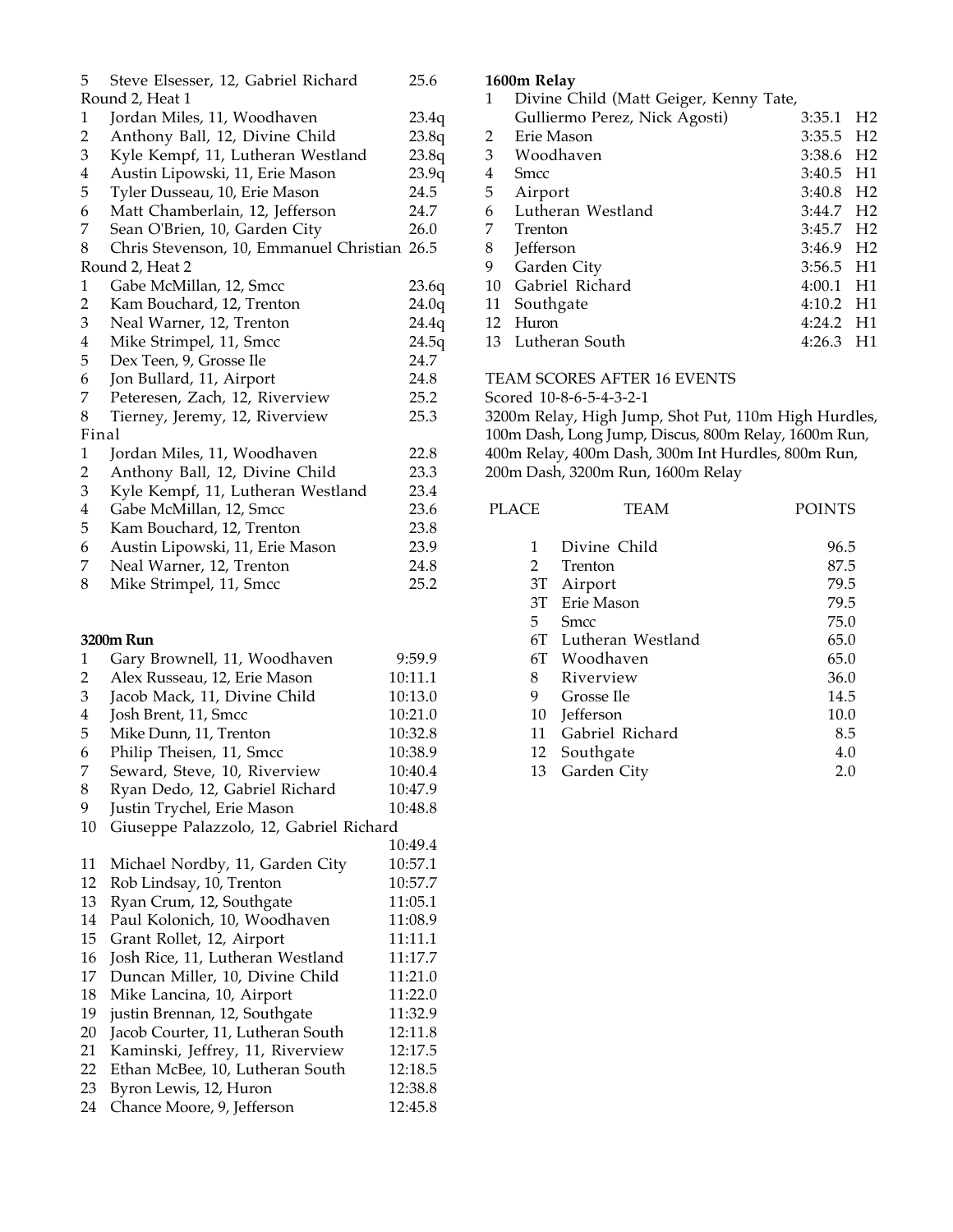| | | |
|---|---|---|
| 5 | Steve Elsesser, 12, Gabriel Richard | 25.6 |

Round 2, Heat 1

| | | |
|---|---|---|
| 1 | Jordan Miles, 11, Woodhaven | 23.4q |
| 2 | Anthony Ball, 12, Divine Child | 23.8q |
| 3 | Kyle Kempf, 11, Lutheran Westland | 23.8q |
| 4 | Austin Lipowski, 11, Erie Mason | 23.9q |
| 5 | Tyler Dusseau, 10, Erie Mason | 24.5 |
| 6 | Matt Chamberlain, 12, Jefferson | 24.7 |
| 7 | Sean O'Brien, 10, Garden City | 26.0 |
| 8 | Chris Stevenson, 10, Emmanuel Christian | 26.5 |

Round 2, Heat 2

| | | |
|---|---|---|
| 1 | Gabe McMillan, 12, Smcc | 23.6q |
| 2 | Kam Bouchard, 12, Trenton | 24.0q |
| 3 | Neal Warner, 12, Trenton | 24.4q |
| 4 | Mike Strimpel, 11, Smcc | 24.5q |
| 5 | Dex Teen, 9, Grosse Ile | 24.7 |
| 6 | Jon Bullard, 11, Airport | 24.8 |
| 7 | Peteresen, Zach, 12, Riverview | 25.2 |
| 8 | Tierney, Jeremy, 12, Riverview | 25.3 |

Final

| | | |
|---|---|---|
| 1 | Jordan Miles, 11, Woodhaven | 22.8 |
| 2 | Anthony Ball, 12, Divine Child | 23.3 |
| 3 | Kyle Kempf, 11, Lutheran Westland | 23.4 |
| 4 | Gabe McMillan, 12, Smcc | 23.6 |
| 5 | Kam Bouchard, 12, Trenton | 23.8 |
| 6 | Austin Lipowski, 11, Erie Mason | 23.9 |
| 7 | Neal Warner, 12, Trenton | 24.8 |
| 8 | Mike Strimpel, 11, Smcc | 25.2 |

**3200m Run**

| | | |
|---|---|---|
| 1 | Gary Brownell, 11, Woodhaven | 9:59.9 |
| 2 | Alex Russeau, 12, Erie Mason | 10:11.1 |
| 3 | Jacob Mack, 11, Divine Child | 10:13.0 |
| 4 | Josh Brent, 11, Smcc | 10:21.0 |
| 5 | Mike Dunn, 11, Trenton | 10:32.8 |
| 6 | Philip Theisen, 11, Smcc | 10:38.9 |
| 7 | Seward, Steve, 10, Riverview | 10:40.4 |
| 8 | Ryan Dedo, 12, Gabriel Richard | 10:47.9 |
| 9 | Justin Trychel, Erie Mason | 10:48.8 |
| 10 | Giuseppe Palazzolo, 12, Gabriel Richard | 10:49.4 |
| 11 | Michael Nordby, 11, Garden City | 10:57.1 |
| 12 | Rob Lindsay, 10, Trenton | 10:57.7 |
| 13 | Ryan Crum, 12, Southgate | 11:05.1 |
| 14 | Paul Kolonich, 10, Woodhaven | 11:08.9 |
| 15 | Grant Rollet, 12, Airport | 11:11.1 |
| 16 | Josh Rice, 11, Lutheran Westland | 11:17.7 |
| 17 | Duncan Miller, 10, Divine Child | 11:21.0 |
| 18 | Mike Lancina, 10, Airport | 11:22.0 |
| 19 | justin Brennan, 12, Southgate | 11:32.9 |
| 20 | Jacob Courter, 11, Lutheran South | 12:11.8 |
| 21 | Kaminski, Jeffrey, 11, Riverview | 12:17.5 |
| 22 | Ethan McBee, 10, Lutheran South | 12:18.5 |
| 23 | Byron Lewis, 12, Huron | 12:38.8 |
| 24 | Chance Moore, 9, Jefferson | 12:45.8 |

**1600m Relay**

| | | | |
|---|---|---|---|
| 1 | Divine Child (Matt Geiger, Kenny Tate, Gulliermo Perez, Nick Agosti) | 3:35.1 | H2 |
| 2 | Erie Mason | 3:35.5 | H2 |
| 3 | Woodhaven | 3:38.6 | H2 |
| 4 | Smcc | 3:40.5 | H1 |
| 5 | Airport | 3:40.8 | H2 |
| 6 | Lutheran Westland | 3:44.7 | H2 |
| 7 | Trenton | 3:45.7 | H2 |
| 8 | Jefferson | 3:46.9 | H2 |
| 9 | Garden City | 3:56.5 | H1 |
| 10 | Gabriel Richard | 4:00.1 | H1 |
| 11 | Southgate | 4:10.2 | H1 |
| 12 | Huron | 4:24.2 | H1 |
| 13 | Lutheran South | 4:26.3 | H1 |

TEAM SCORES AFTER 16 EVENTS

Scored 10-8-6-5-4-3-2-1

3200m Relay, High Jump, Shot Put, 110m High Hurdles, 100m Dash, Long Jump, Discus, 800m Relay, 1600m Run, 400m Relay, 400m Dash, 300m Int Hurdles, 800m Run, 200m Dash, 3200m Run, 1600m Relay

| PLACE | TEAM | POINTS |
|---|---|---|
| 1 | Divine Child | 96.5 |
| 2 | Trenton | 87.5 |
| 3T | Airport | 79.5 |
| 3T | Erie Mason | 79.5 |
| 5 | Smcc | 75.0 |
| 6T | Lutheran Westland | 65.0 |
| 6T | Woodhaven | 65.0 |
| 8 | Riverview | 36.0 |
| 9 | Grosse Ile | 14.5 |
| 10 | Jefferson | 10.0 |
| 11 | Gabriel Richard | 8.5 |
| 12 | Southgate | 4.0 |
| 13 | Garden City | 2.0 |